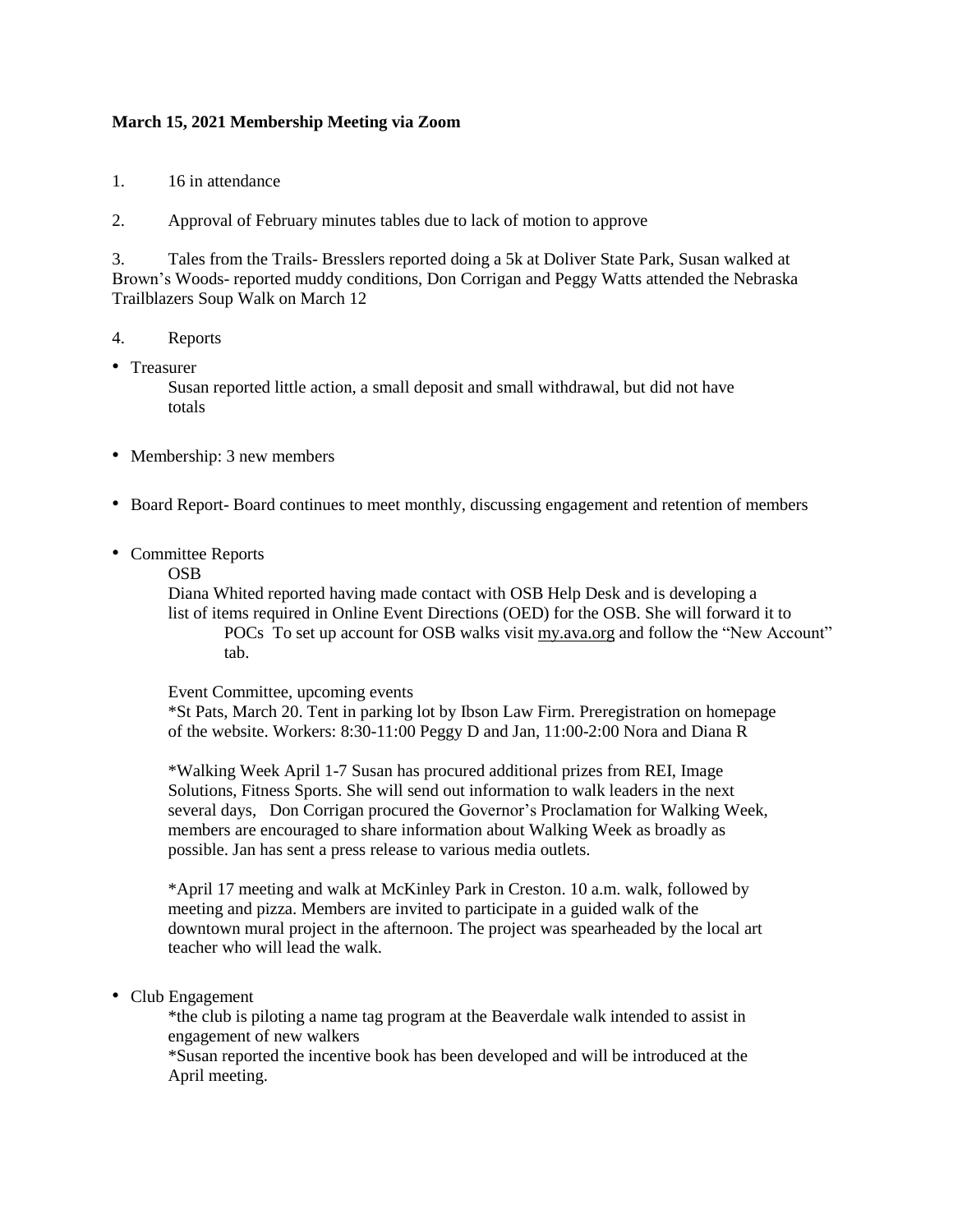**March 15, 2021 Membership Meeting via Zoom**

1. 16 in attendance

2. Approval of February minutes tables due to lack of motion to approve

3. Tales from the Trails- Bresslers reported doing a 5k at Doliver State Park, Susan walked at Brown's Woods- reported muddy conditions, Don Corrigan and Peggy Watts attended the Nebraska Trailblazers Soup Walk on March 12

4. Reports

- Treasurer

  Susan reported little action, a small deposit and small withdrawal, but did not have totals

- Membership: 3 new members

- Board Report- Board continues to meet monthly, discussing engagement and retention of members

- Committee Reports

  OSB

  Diana Whited reported having made contact with OSB Help Desk and is developing a list of items required in Online Event Directions (OED) for the OSB. She will forward it to POCs To set up account for OSB walks visit my.ava.org and follow the "New Account" tab.

  Event Committee, upcoming events

  *St Pats, March 20. Tent in parking lot by Ibson Law Firm. Preregistration on homepage of the website. Workers: 8:30-11:00 Peggy D and Jan, 11:00-2:00 Nora and Diana R

  *Walking Week April 1-7 Susan has procured additional prizes from REI, Image Solutions, Fitness Sports. She will send out information to walk leaders in the next several days, Don Corrigan procured the Governor's Proclamation for Walking Week, members are encouraged to share information about Walking Week as broadly as possible. Jan has sent a press release to various media outlets.

  *April 17 meeting and walk at McKinley Park in Creston. 10 a.m. walk, followed by meeting and pizza. Members are invited to participate in a guided walk of the downtown mural project in the afternoon. The project was spearheaded by the local art teacher who will lead the walk.

- Club Engagement

  *the club is piloting a name tag program at the Beaverdale walk intended to assist in engagement of new walkers

  *Susan reported the incentive book has been developed and will be introduced at the April meeting.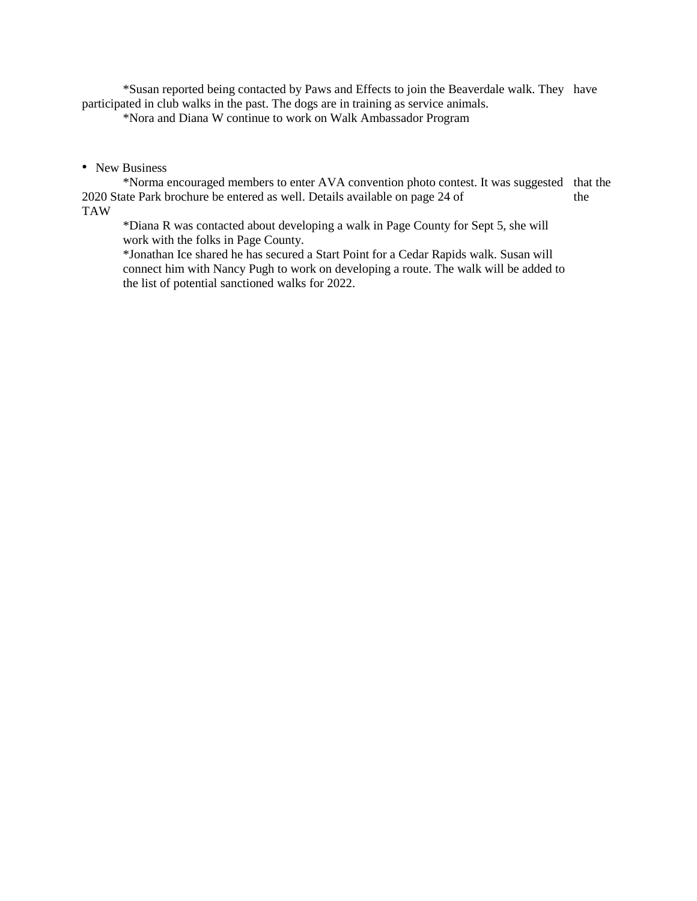*Susan reported being contacted by Paws and Effects to join the Beaverdale walk. They have participated in club walks in the past. The dogs are in training as service animals.

*Nora and Diana W continue to work on Walk Ambassador Program

- New Business

*Norma encouraged members to enter AVA convention photo contest. It was suggested that the 2020 State Park brochure be entered as well. Details available on page 24 of the TAW

*Diana R was contacted about developing a walk in Page County for Sept 5, she will work with the folks in Page County.

*Jonathan Ice shared he has secured a Start Point for a Cedar Rapids walk. Susan will connect him with Nancy Pugh to work on developing a route. The walk will be added to the list of potential sanctioned walks for 2022.